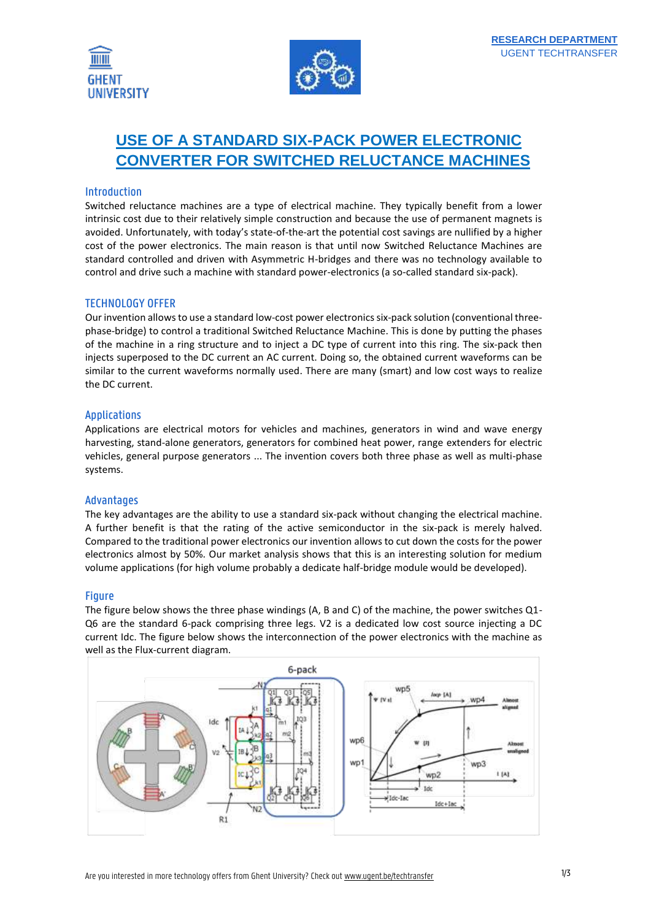# USE OF A STANDARD SIX-PACK POWER ELECTRONIC CONVERTER FOR SWITCHED RELUCTANCE MACHINES

## Introduction

Switched reluctance machines are a type of electrical machine. They typically benefit from a lower intrinsic cost due to their relatively simple construction and because the use of permanent magnets is avoided. Unfortunately, with today's state-of-the-art the potential cost savings are nullified by a higher cost of the power electronics. The main reason is that until now Switched Reluctance Machines are standard controlled and driven with Asymmetric H-bridges and there was no technology available to control and drive such a machine with standard power-electronics (a so-called standard six-pack).

## TECHNOLOGY OFFER

Our invention allows to use a standard low-cost power electronics six-pack solution (conventional three-phase-bridge) to control a traditional Switched Reluctance Machine. This is done by putting the phases of the machine in a ring structure and to inject a DC type of current into this ring. The six-pack then injects superposed to the DC current an AC current. Doing so, the obtained current waveforms can be similar to the current waveforms normally used. There are many (smart) and low cost ways to realize the DC current.

## Applications

Applications are electrical motors for vehicles and machines, generators in wind and wave energy harvesting, stand-alone generators, generators for combined heat power, range extenders for electric vehicles, general purpose generators ... The invention covers both three phase as well as multi-phase systems.

## Advantages

The key advantages are the ability to use a standard six-pack without changing the electrical machine. A further benefit is that the rating of the active semiconductor in the six-pack is merely halved. Compared to the traditional power electronics our invention allows to cut down the costs for the power electronics almost by 50%. Our market analysis shows that this is an interesting solution for medium volume applications (for high volume probably a dedicate half-bridge module would be developed).

## Figure

The figure below shows the three phase windings (A, B and C) of the machine, the power switches Q1-Q6 are the standard 6-pack comprising three legs. V2 is a dedicated low cost source injecting a DC current Idc. The figure below shows the interconnection of the power electronics with the machine as well as the Flux-current diagram.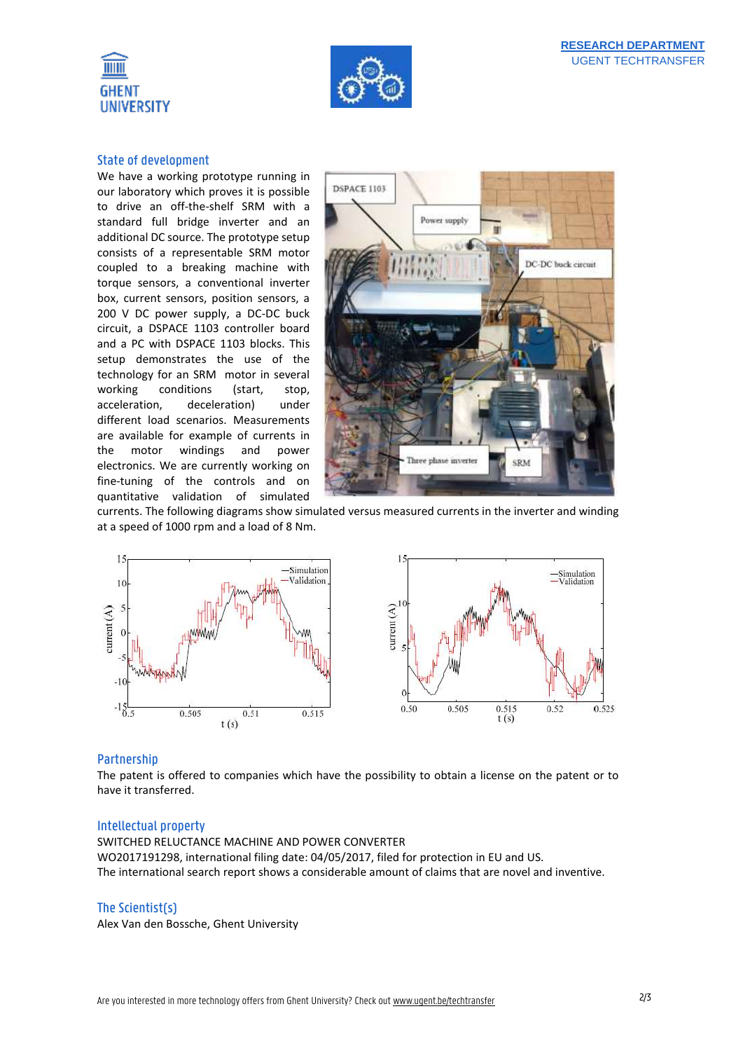## State of development

We have a working prototype running in our laboratory which proves it is possible to drive an off-the-shelf SRM with a standard full bridge inverter and an additional DC source. The prototype setup consists of a representable SRM motor coupled to a breaking machine with torque sensors, a conventional inverter box, current sensors, position sensors, a 200 V DC power supply, a DC-DC buck circuit, a DSPACE 1103 controller board and a PC with DSPACE 1103 blocks. This setup demonstrates the use of the technology for an SRM motor in several working conditions (start, stop, acceleration, deceleration) under different load scenarios. Measurements are available for example of currents in the motor windings and power electronics. We are currently working on fine-tuning of the controls and on quantitative validation of simulated currents. The following diagrams show simulated versus measured currents in the inverter and winding at a speed of 1000 rpm and a load of 8 Nm.

## Partnership

The patent is offered to companies which have the possibility to obtain a license on the patent or to have it transferred.

## Intellectual property

SWITCHED RELUCTANCE MACHINE AND POWER CONVERTER
WO2017191298, international filing date: 04/05/2017, filed for protection in EU and US.
The international search report shows a considerable amount of claims that are novel and inventive.

## The Scientist(s)

Alex Van den Bossche, Ghent University

Are you interested in more technology offers from Ghent University? Check out www.ugent.be/techtransfer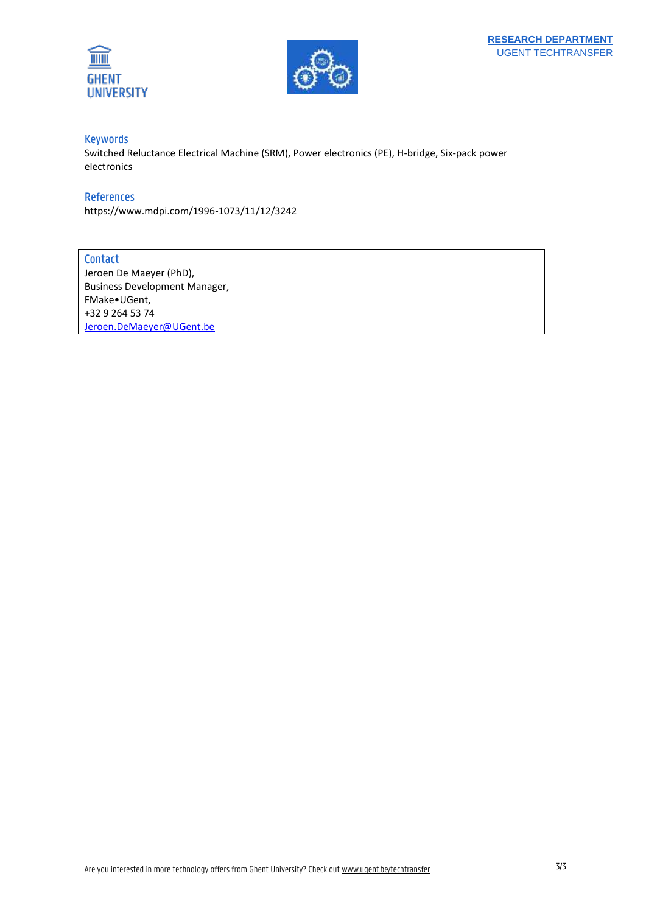## Keywords

Switched Reluctance Electrical Machine (SRM), Power electronics (PE), H-bridge, Six-pack power electronics

## References

https://www.mdpi.com/1996-1073/11/12/3242

## Contact

Jeroen De Maeyer (PhD),
Business Development Manager,
FMake•UGent,
+32 9 264 53 74
Jeroen.DeMaeyer@UGent.be

Are you interested in more technology offers from Ghent University? Check out www.ugent.be/techtransfer